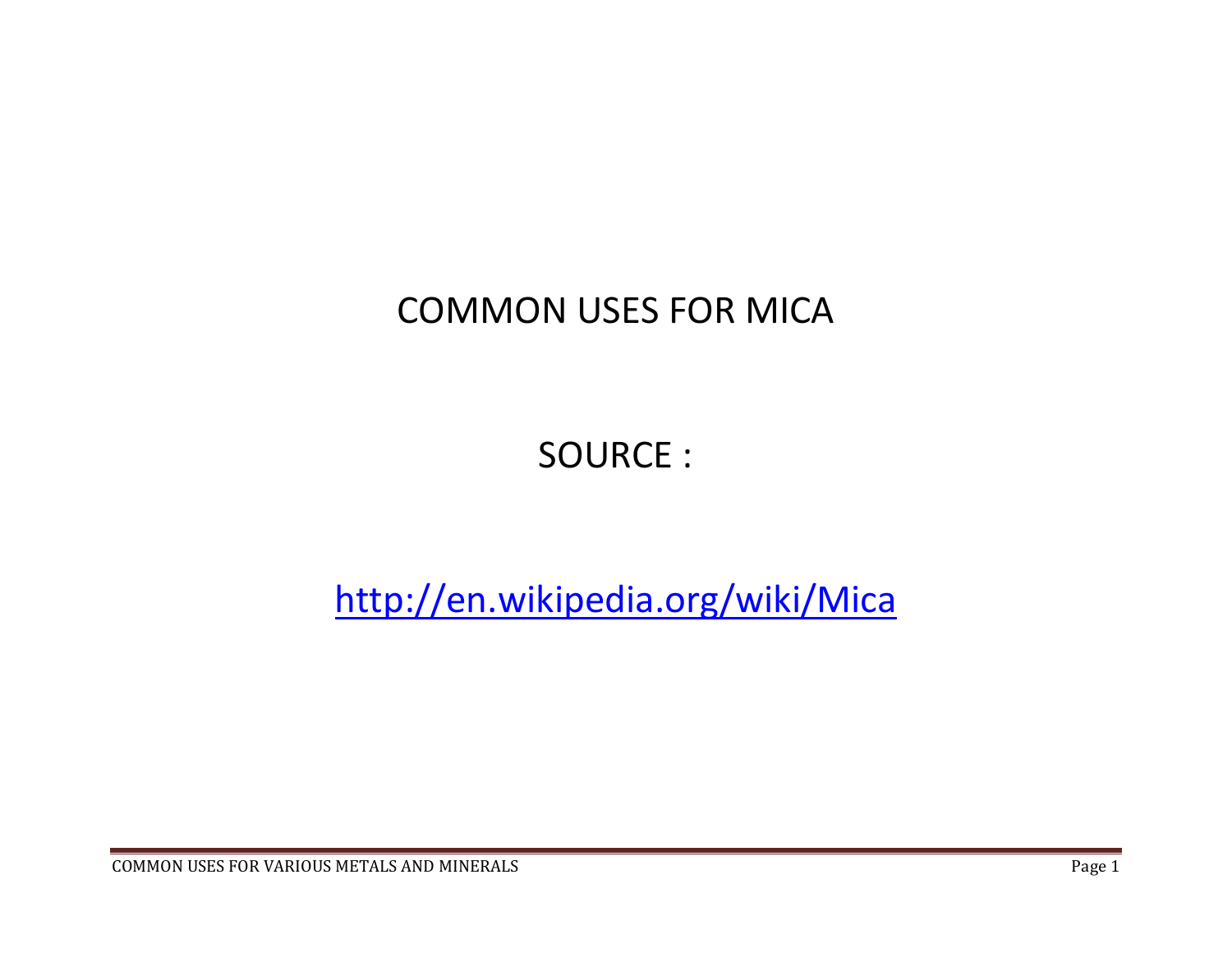# COMMON USES FOR MICA

SOURCE :

[http://en.wikipedia.org/wiki/Mica](http://en.wikipedia.org/wiki/Mica)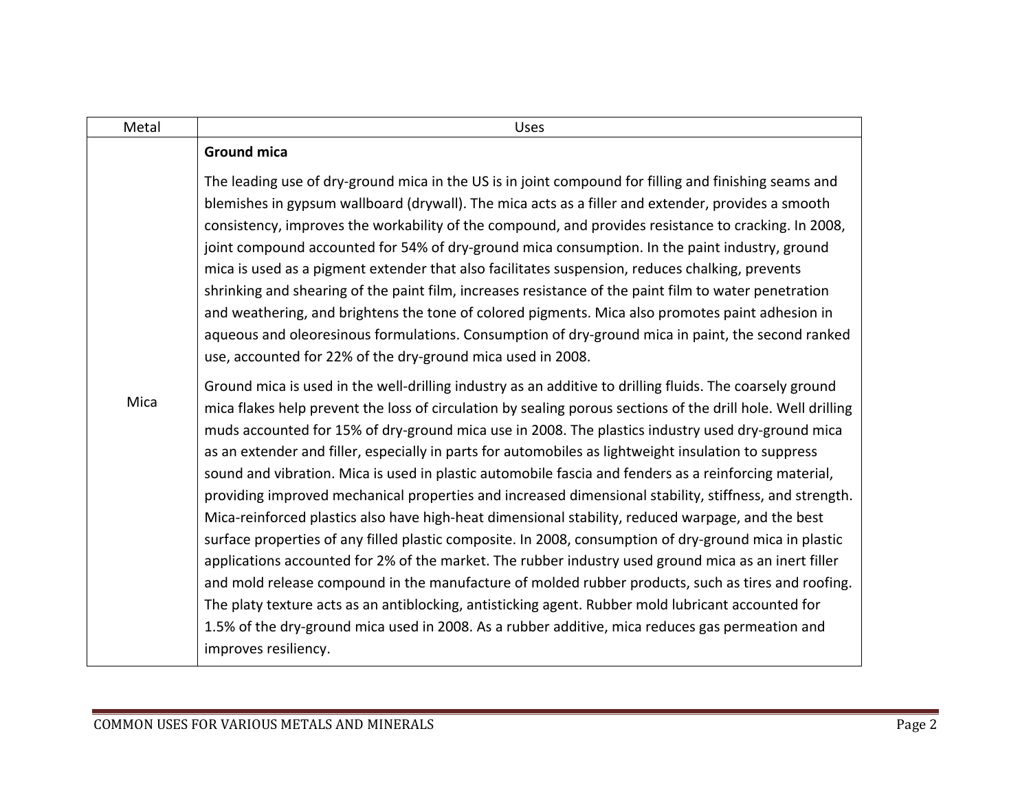| Metal | Uses |
|---|---|
| Mica | **Ground mica**<br><br>The leading use of dry-ground mica in the US is in joint compound for filling and finishing seams and blemishes in gypsum wallboard (drywall). The mica acts as a filler and extender, provides a smooth consistency, improves the workability of the compound, and provides resistance to cracking. In 2008, joint compound accounted for 54% of dry-ground mica consumption. In the paint industry, ground mica is used as a pigment extender that also facilitates suspension, reduces chalking, prevents shrinking and shearing of the paint film, increases resistance of the paint film to water penetration and weathering, and brightens the tone of colored pigments. Mica also promotes paint adhesion in aqueous and oleoresinous formulations. Consumption of dry-ground mica in paint, the second ranked use, accounted for 22% of the dry-ground mica used in 2008.<br><br>Ground mica is used in the well-drilling industry as an additive to drilling fluids. The coarsely ground mica flakes help prevent the loss of circulation by sealing porous sections of the drill hole. Well drilling muds accounted for 15% of dry-ground mica use in 2008. The plastics industry used dry-ground mica as an extender and filler, especially in parts for automobiles as lightweight insulation to suppress sound and vibration. Mica is used in plastic automobile fascia and fenders as a reinforcing material, providing improved mechanical properties and increased dimensional stability, stiffness, and strength. Mica-reinforced plastics also have high-heat dimensional stability, reduced warpage, and the best surface properties of any filled plastic composite. In 2008, consumption of dry-ground mica in plastic applications accounted for 2% of the market. The rubber industry used ground mica as an inert filler and mold release compound in the manufacture of molded rubber products, such as tires and roofing. The platy texture acts as an antiblocking, antisticking agent. Rubber mold lubricant accounted for 1.5% of the dry-ground mica used in 2008. As a rubber additive, mica reduces gas permeation and improves resiliency. |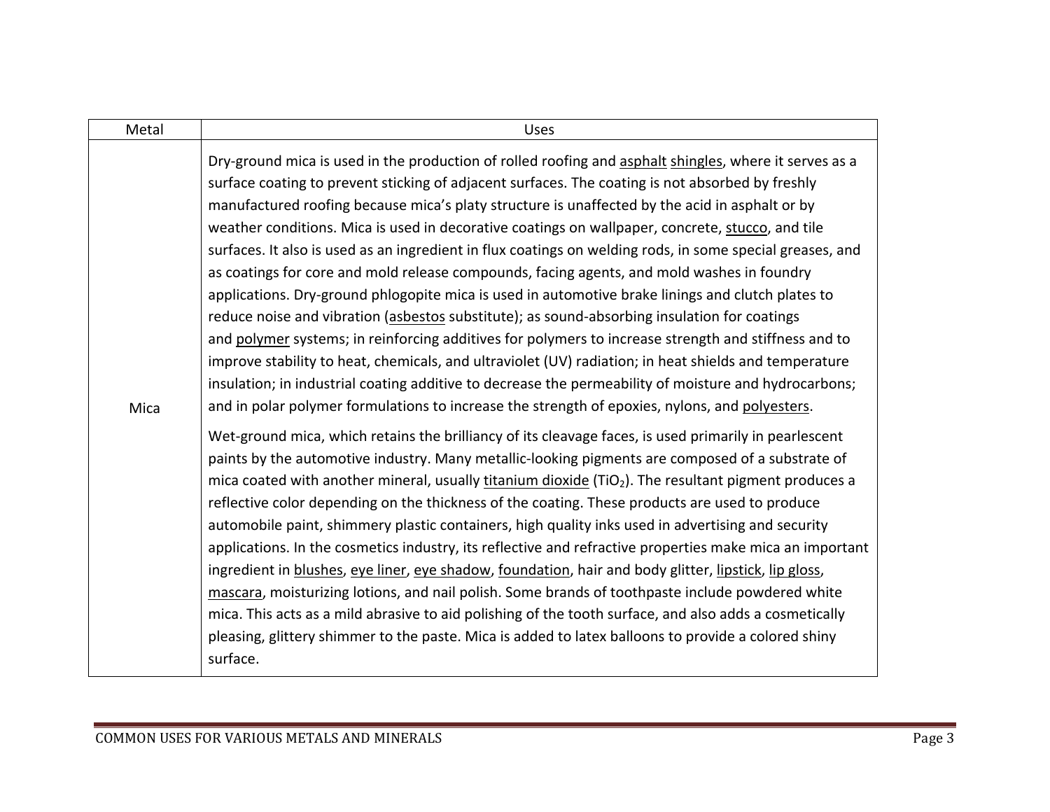| Metal | Uses |
|---|---|
| Mica | Dry-ground mica is used in the production of rolled roofing and asphalt shingles, where it serves as a surface coating to prevent sticking of adjacent surfaces. The coating is not absorbed by freshly manufactured roofing because mica's platy structure is unaffected by the acid in asphalt or by weather conditions. Mica is used in decorative coatings on wallpaper, concrete, stucco, and tile surfaces. It also is used as an ingredient in flux coatings on welding rods, in some special greases, and as coatings for core and mold release compounds, facing agents, and mold washes in foundry applications. Dry-ground phlogopite mica is used in automotive brake linings and clutch plates to reduce noise and vibration (asbestos substitute); as sound-absorbing insulation for coatings and polymer systems; in reinforcing additives for polymers to increase strength and stiffness and to improve stability to heat, chemicals, and ultraviolet (UV) radiation; in heat shields and temperature insulation; in industrial coating additive to decrease the permeability of moisture and hydrocarbons; and in polar polymer formulations to increase the strength of epoxies, nylons, and polyesters.<br><br>Wet-ground mica, which retains the brilliancy of its cleavage faces, is used primarily in pearlescent paints by the automotive industry. Many metallic-looking pigments are composed of a substrate of mica coated with another mineral, usually titanium dioxide ($TiO_2$). The resultant pigment produces a reflective color depending on the thickness of the coating. These products are used to produce automobile paint, shimmery plastic containers, high quality inks used in advertising and security applications. In the cosmetics industry, its reflective and refractive properties make mica an important ingredient in blushes, eye liner, eye shadow, foundation, hair and body glitter, lipstick, lip gloss, mascara, moisturizing lotions, and nail polish. Some brands of toothpaste include powdered white mica. This acts as a mild abrasive to aid polishing of the tooth surface, and also adds a cosmetically pleasing, glittery shimmer to the paste. Mica is added to latex balloons to provide a colored shiny surface. |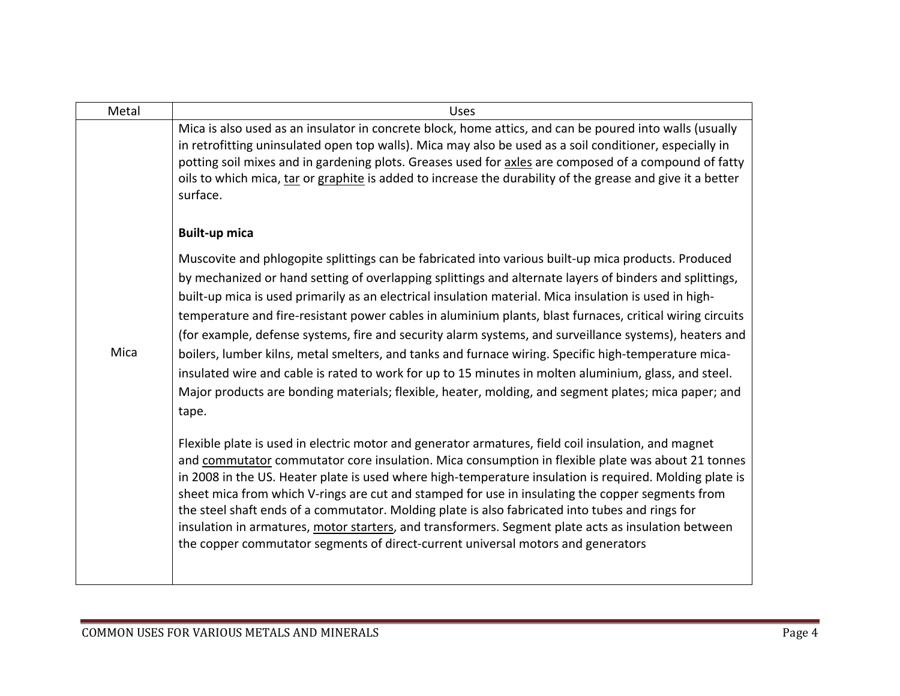| Metal | Uses |
|---|---|
| Mica | Mica is also used as an insulator in concrete block, home attics, and can be poured into walls (usually in retrofitting uninsulated open top walls). Mica may also be used as a soil conditioner, especially in potting soil mixes and in gardening plots. Greases used for axles are composed of a compound of fatty oils to which mica, tar or graphite is added to increase the durability of the grease and give it a better surface.<br><br>**Built-up mica**<br><br>Muscovite and phlogopite splittings can be fabricated into various built-up mica products. Produced by mechanized or hand setting of overlapping splittings and alternate layers of binders and splittings, built-up mica is used primarily as an electrical insulation material. Mica insulation is used in high-temperature and fire-resistant power cables in aluminium plants, blast furnaces, critical wiring circuits (for example, defense systems, fire and security alarm systems, and surveillance systems), heaters and boilers, lumber kilns, metal smelters, and tanks and furnace wiring. Specific high-temperature mica-insulated wire and cable is rated to work for up to 15 minutes in molten aluminium, glass, and steel. Major products are bonding materials; flexible, heater, molding, and segment plates; mica paper; and tape.<br><br>Flexible plate is used in electric motor and generator armatures, field coil insulation, and magnet and commutator commutator core insulation. Mica consumption in flexible plate was about 21 tonnes in 2008 in the US. Heater plate is used where high-temperature insulation is required. Molding plate is sheet mica from which V-rings are cut and stamped for use in insulating the copper segments from the steel shaft ends of a commutator. Molding plate is also fabricated into tubes and rings for insulation in armatures, motor starters, and transformers. Segment plate acts as insulation between the copper commutator segments of direct-current universal motors and generators |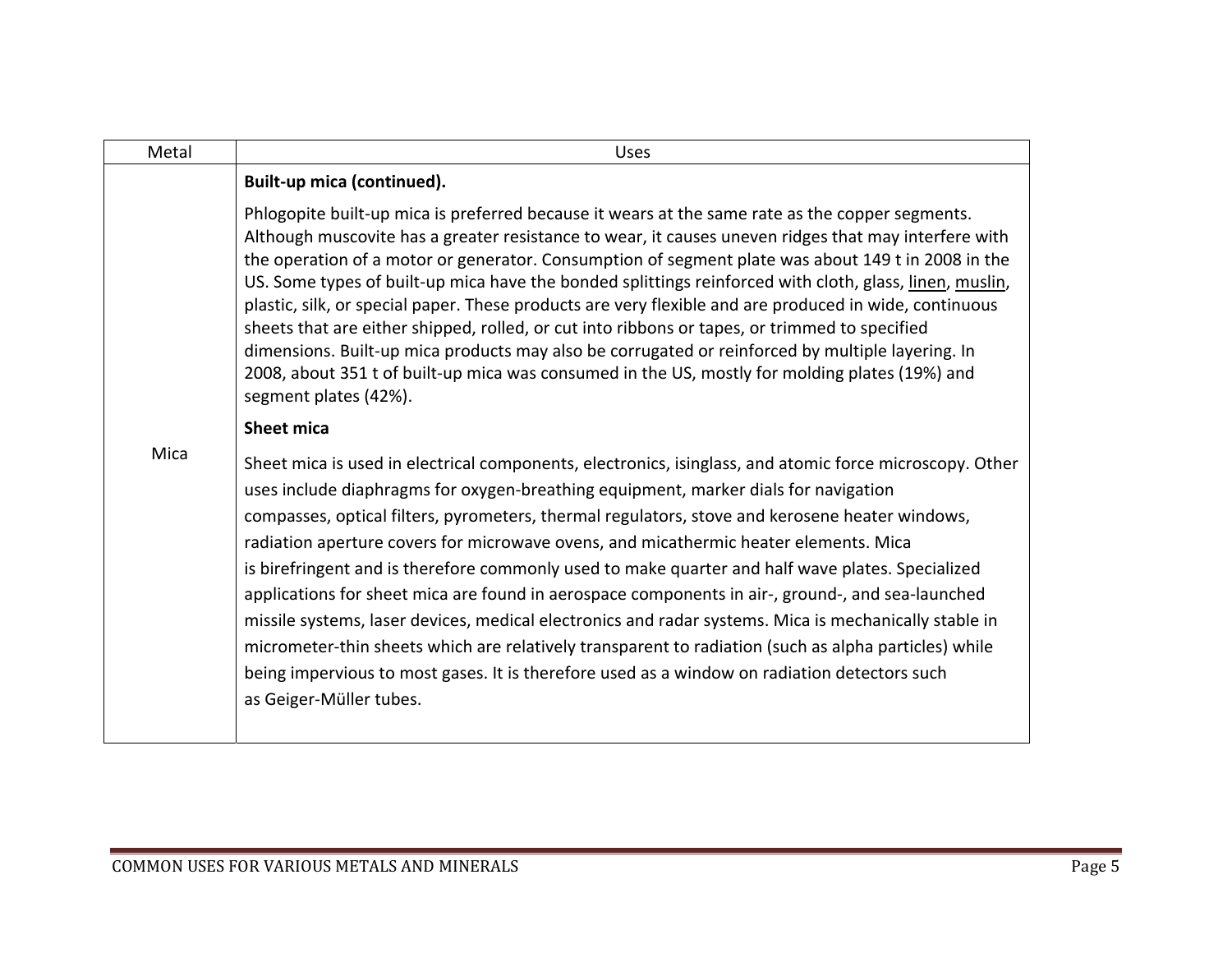| Metal | Uses |
| --- | --- |
| Mica | **Built-up mica (continued).**<br><br>Phlogopite built-up mica is preferred because it wears at the same rate as the copper segments. Although muscovite has a greater resistance to wear, it causes uneven ridges that may interfere with the operation of a motor or generator. Consumption of segment plate was about 149 t in 2008 in the US. Some types of built-up mica have the bonded splittings reinforced with cloth, glass, linen, muslin, plastic, silk, or special paper. These products are very flexible and are produced in wide, continuous sheets that are either shipped, rolled, or cut into ribbons or tapes, or trimmed to specified dimensions. Built-up mica products may also be corrugated or reinforced by multiple layering. In 2008, about 351 t of built-up mica was consumed in the US, mostly for molding plates (19%) and segment plates (42%).<br><br>**Sheet mica**<br><br>Sheet mica is used in electrical components, electronics, isinglass, and atomic force microscopy. Other uses include diaphragms for oxygen-breathing equipment, marker dials for navigation compasses, optical filters, pyrometers, thermal regulators, stove and kerosene heater windows, radiation aperture covers for microwave ovens, and micathermic heater elements. Mica is birefringent and is therefore commonly used to make quarter and half wave plates. Specialized applications for sheet mica are found in aerospace components in air-, ground-, and sea-launched missile systems, laser devices, medical electronics and radar systems. Mica is mechanically stable in micrometer-thin sheets which are relatively transparent to radiation (such as alpha particles) while being impervious to most gases. It is therefore used as a window on radiation detectors such as Geiger-Müller tubes. |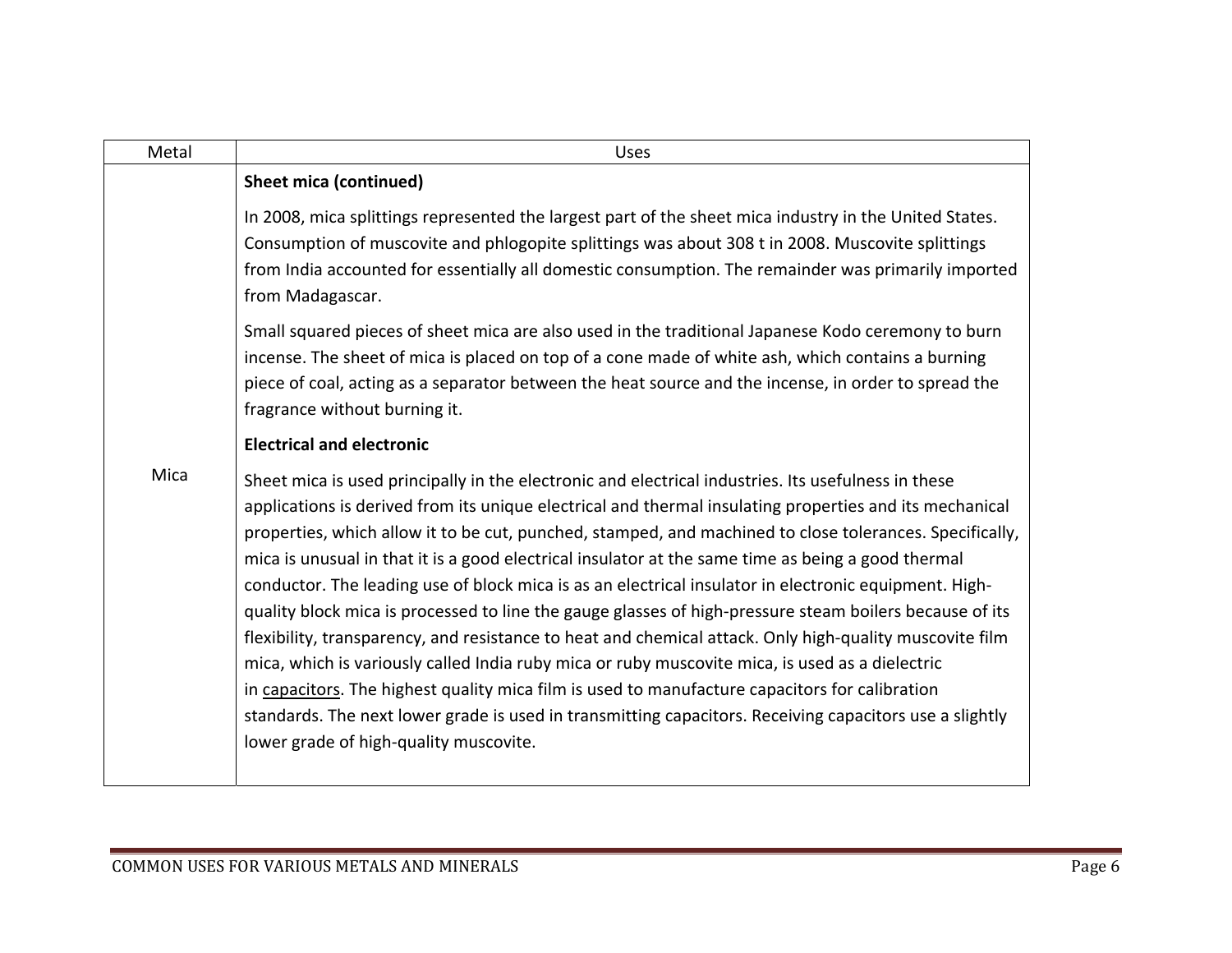| Metal | Uses |
| --- | --- |
| Mica | **Sheet mica (continued)**<br><br>In 2008, mica splittings represented the largest part of the sheet mica industry in the United States. Consumption of muscovite and phlogopite splittings was about 308 t in 2008. Muscovite splittings from India accounted for essentially all domestic consumption. The remainder was primarily imported from Madagascar.<br><br>Small squared pieces of sheet mica are also used in the traditional Japanese Kodo ceremony to burn incense. The sheet of mica is placed on top of a cone made of white ash, which contains a burning piece of coal, acting as a separator between the heat source and the incense, in order to spread the fragrance without burning it.<br><br>**Electrical and electronic**<br><br>Sheet mica is used principally in the electronic and electrical industries. Its usefulness in these applications is derived from its unique electrical and thermal insulating properties and its mechanical properties, which allow it to be cut, punched, stamped, and machined to close tolerances. Specifically, mica is unusual in that it is a good electrical insulator at the same time as being a good thermal conductor. The leading use of block mica is as an electrical insulator in electronic equipment. High-quality block mica is processed to line the gauge glasses of high-pressure steam boilers because of its flexibility, transparency, and resistance to heat and chemical attack. Only high-quality muscovite film mica, which is variously called India ruby mica or ruby muscovite mica, is used as a dielectric in capacitors. The highest quality mica film is used to manufacture capacitors for calibration standards. The next lower grade is used in transmitting capacitors. Receiving capacitors use a slightly lower grade of high-quality muscovite. |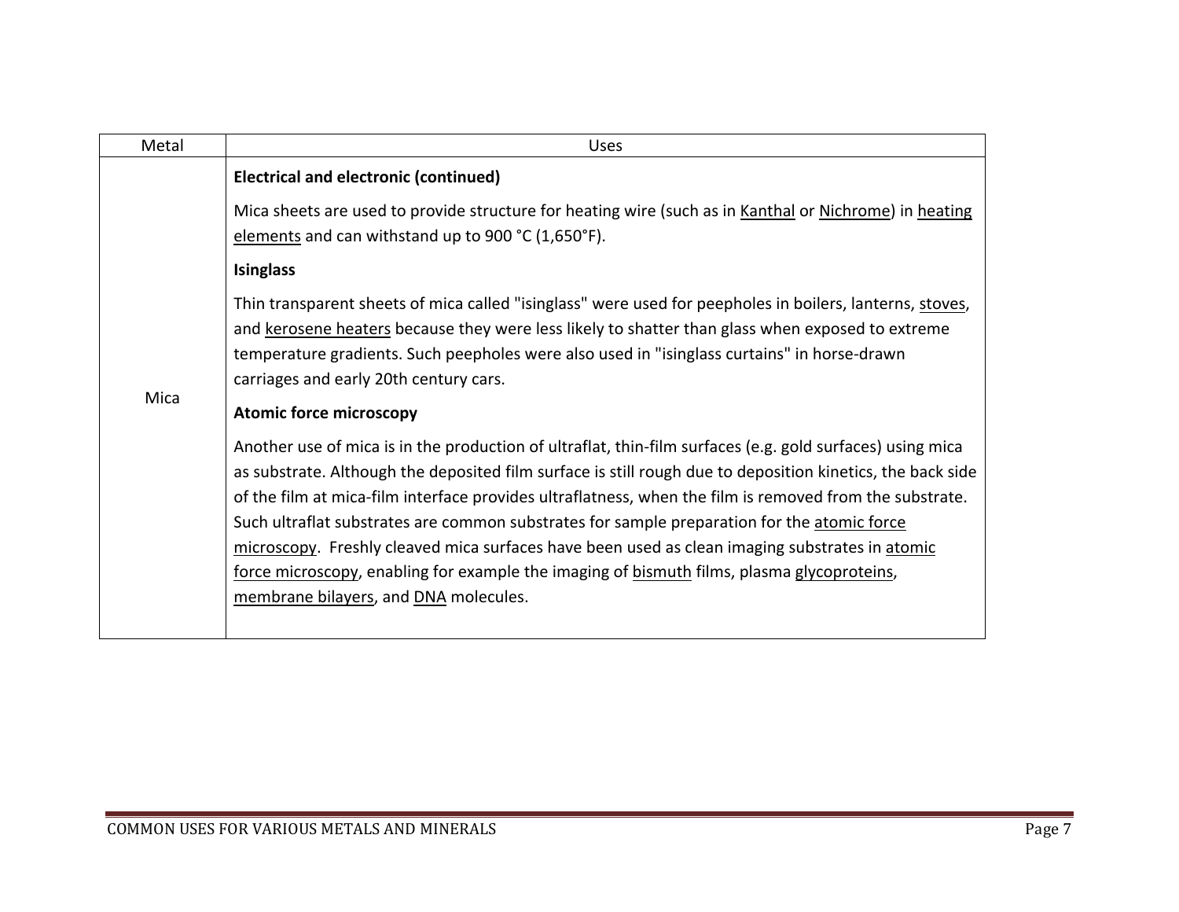| Metal | Uses |
| --- | --- |
| Mica | **Electrical and electronic (continued)**<br><br>Mica sheets are used to provide structure for heating wire (such as in Kanthal or Nichrome) in heating elements and can withstand up to 900 °C (1,650°F).<br><br>**Isinglass**<br><br>Thin transparent sheets of mica called "isinglass" were used for peepholes in boilers, lanterns, stoves, and kerosene heaters because they were less likely to shatter than glass when exposed to extreme temperature gradients. Such peepholes were also used in "isinglass curtains" in horse-drawn carriages and early 20th century cars.<br><br>**Atomic force microscopy**<br><br>Another use of mica is in the production of ultraflat, thin-film surfaces (e.g. gold surfaces) using mica as substrate. Although the deposited film surface is still rough due to deposition kinetics, the back side of the film at mica-film interface provides ultraflatness, when the film is removed from the substrate. Such ultraflat substrates are common substrates for sample preparation for the atomic force microscopy. Freshly cleaved mica surfaces have been used as clean imaging substrates in atomic force microscopy, enabling for example the imaging of bismuth films, plasma glycoproteins, membrane bilayers, and DNA molecules. |